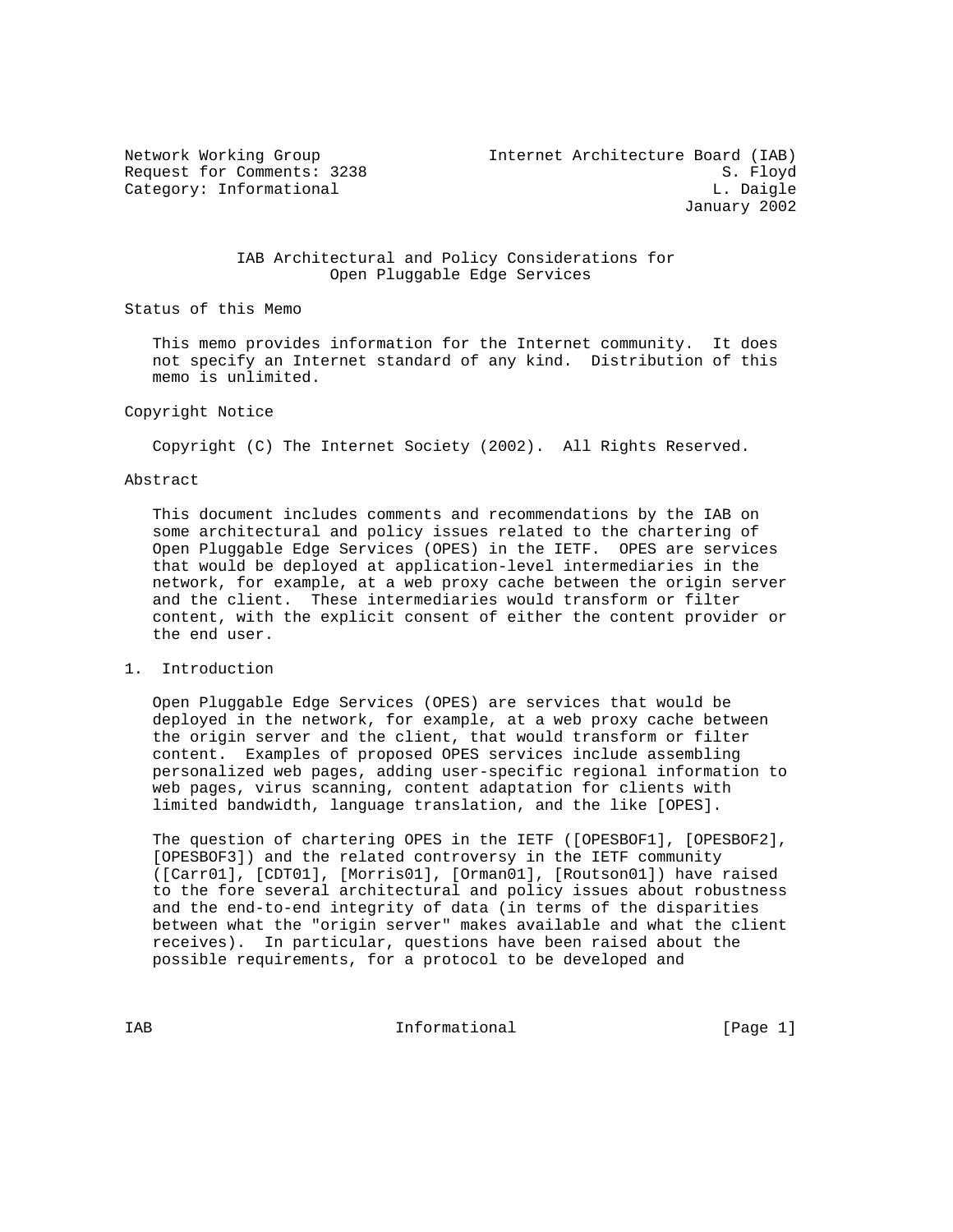Network Working Group Internet Architecture Board (IAB)
Request for Comments: 3238 S. Floyd
Category: Informational L. Daigle
January 2002

# IAB Architectural and Policy Considerations for Open Pluggable Edge Services

## Status of this Memo

This memo provides information for the Internet community. It does not specify an Internet standard of any kind. Distribution of this memo is unlimited.

## Copyright Notice

Copyright (C) The Internet Society (2002). All Rights Reserved.

## Abstract

This document includes comments and recommendations by the IAB on some architectural and policy issues related to the chartering of Open Pluggable Edge Services (OPES) in the IETF. OPES are services that would be deployed at application-level intermediaries in the network, for example, at a web proxy cache between the origin server and the client. These intermediaries would transform or filter content, with the explicit consent of either the content provider or the end user.

## 1. Introduction

Open Pluggable Edge Services (OPES) are services that would be deployed in the network, for example, at a web proxy cache between the origin server and the client, that would transform or filter content. Examples of proposed OPES services include assembling personalized web pages, adding user-specific regional information to web pages, virus scanning, content adaptation for clients with limited bandwidth, language translation, and the like [OPES].

The question of chartering OPES in the IETF ([OPESBOF1], [OPESBOF2], [OPESBOF3]) and the related controversy in the IETF community ([Carr01], [CDT01], [Morris01], [Orman01], [Routson01]) have raised to the fore several architectural and policy issues about robustness and the end-to-end integrity of data (in terms of the disparities between what the "origin server" makes available and what the client receives). In particular, questions have been raised about the possible requirements, for a protocol to be developed and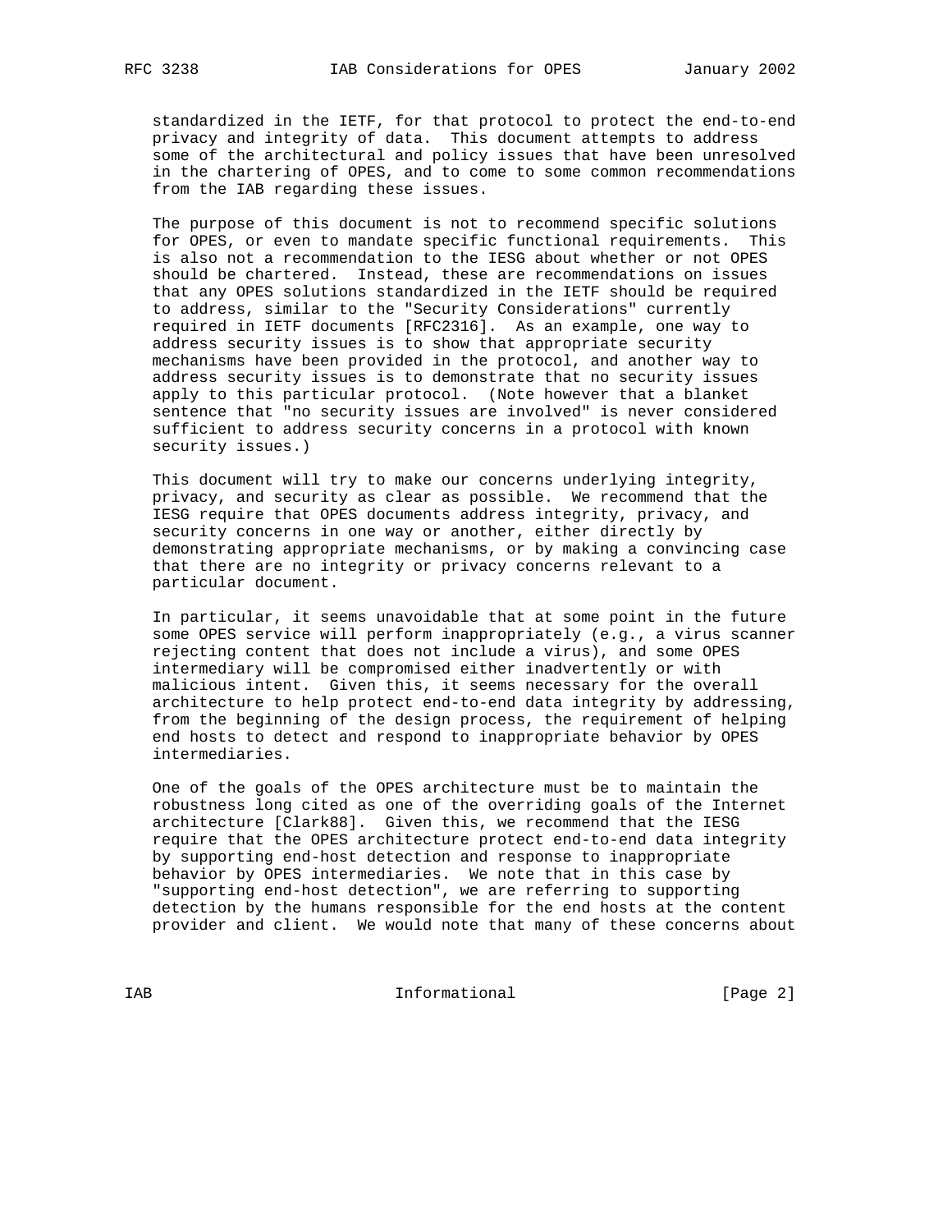standardized in the IETF, for that protocol to protect the end-to-end privacy and integrity of data. This document attempts to address some of the architectural and policy issues that have been unresolved in the chartering of OPES, and to come to some common recommendations from the IAB regarding these issues.

The purpose of this document is not to recommend specific solutions for OPES, or even to mandate specific functional requirements. This is also not a recommendation to the IESG about whether or not OPES should be chartered. Instead, these are recommendations on issues that any OPES solutions standardized in the IETF should be required to address, similar to the "Security Considerations" currently required in IETF documents [RFC2316]. As an example, one way to address security issues is to show that appropriate security mechanisms have been provided in the protocol, and another way to address security issues is to demonstrate that no security issues apply to this particular protocol. (Note however that a blanket sentence that "no security issues are involved" is never considered sufficient to address security concerns in a protocol with known security issues.)

This document will try to make our concerns underlying integrity, privacy, and security as clear as possible. We recommend that the IESG require that OPES documents address integrity, privacy, and security concerns in one way or another, either directly by demonstrating appropriate mechanisms, or by making a convincing case that there are no integrity or privacy concerns relevant to a particular document.

In particular, it seems unavoidable that at some point in the future some OPES service will perform inappropriately (e.g., a virus scanner rejecting content that does not include a virus), and some OPES intermediary will be compromised either inadvertently or with malicious intent. Given this, it seems necessary for the overall architecture to help protect end-to-end data integrity by addressing, from the beginning of the design process, the requirement of helping end hosts to detect and respond to inappropriate behavior by OPES intermediaries.

One of the goals of the OPES architecture must be to maintain the robustness long cited as one of the overriding goals of the Internet architecture [Clark88]. Given this, we recommend that the IESG require that the OPES architecture protect end-to-end data integrity by supporting end-host detection and response to inappropriate behavior by OPES intermediaries. We note that in this case by "supporting end-host detection", we are referring to supporting detection by the humans responsible for the end hosts at the content provider and client. We would note that many of these concerns about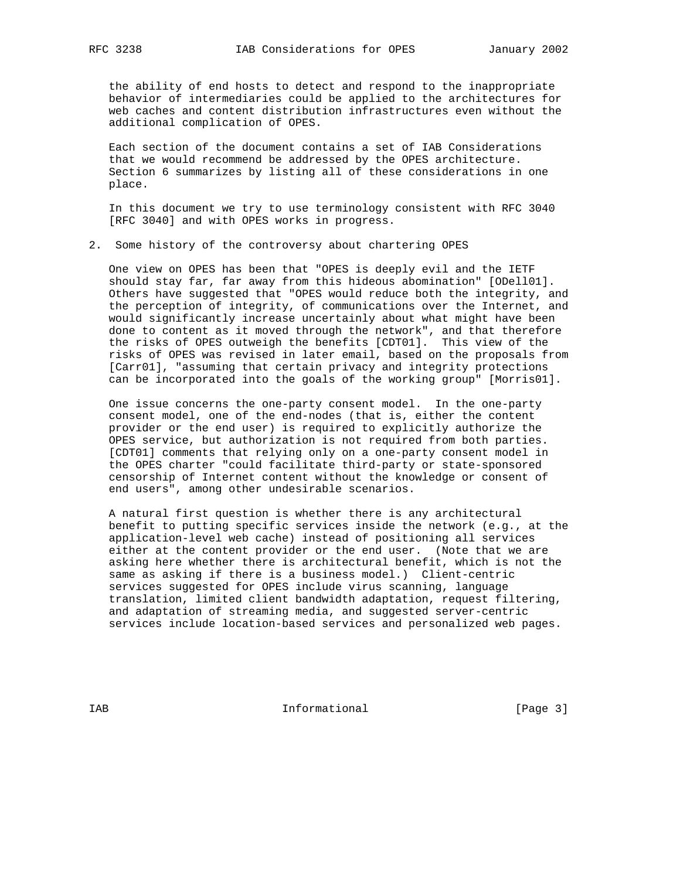the ability of end hosts to detect and respond to the inappropriate behavior of intermediaries could be applied to the architectures for web caches and content distribution infrastructures even without the additional complication of OPES.

Each section of the document contains a set of IAB Considerations that we would recommend be addressed by the OPES architecture. Section 6 summarizes by listing all of these considerations in one place.

In this document we try to use terminology consistent with RFC 3040 [RFC 3040] and with OPES works in progress.

## 2. Some history of the controversy about chartering OPES

One view on OPES has been that "OPES is deeply evil and the IETF should stay far, far away from this hideous abomination" [ODell01]. Others have suggested that "OPES would reduce both the integrity, and the perception of integrity, of communications over the Internet, and would significantly increase uncertainly about what might have been done to content as it moved through the network", and that therefore the risks of OPES outweigh the benefits [CDT01]. This view of the risks of OPES was revised in later email, based on the proposals from [Carr01], "assuming that certain privacy and integrity protections can be incorporated into the goals of the working group" [Morris01].

One issue concerns the one-party consent model. In the one-party consent model, one of the end-nodes (that is, either the content provider or the end user) is required to explicitly authorize the OPES service, but authorization is not required from both parties. [CDT01] comments that relying only on a one-party consent model in the OPES charter "could facilitate third-party or state-sponsored censorship of Internet content without the knowledge or consent of end users", among other undesirable scenarios.

A natural first question is whether there is any architectural benefit to putting specific services inside the network (e.g., at the application-level web cache) instead of positioning all services either at the content provider or the end user. (Note that we are asking here whether there is architectural benefit, which is not the same as asking if there is a business model.) Client-centric services suggested for OPES include virus scanning, language translation, limited client bandwidth adaptation, request filtering, and adaptation of streaming media, and suggested server-centric services include location-based services and personalized web pages.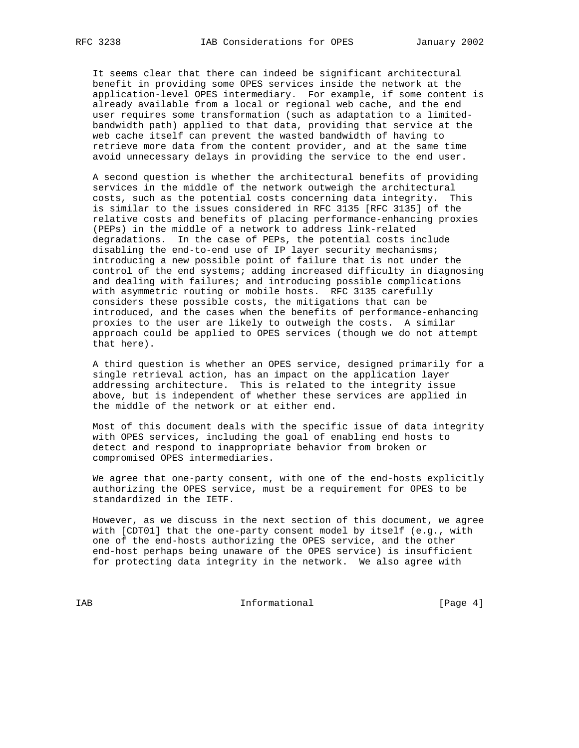It seems clear that there can indeed be significant architectural benefit in providing some OPES services inside the network at the application-level OPES intermediary. For example, if some content is already available from a local or regional web cache, and the end user requires some transformation (such as adaptation to a limited-bandwidth path) applied to that data, providing that service at the web cache itself can prevent the wasted bandwidth of having to retrieve more data from the content provider, and at the same time avoid unnecessary delays in providing the service to the end user.

A second question is whether the architectural benefits of providing services in the middle of the network outweigh the architectural costs, such as the potential costs concerning data integrity. This is similar to the issues considered in RFC 3135 [RFC 3135] of the relative costs and benefits of placing performance-enhancing proxies (PEPs) in the middle of a network to address link-related degradations. In the case of PEPs, the potential costs include disabling the end-to-end use of IP layer security mechanisms; introducing a new possible point of failure that is not under the control of the end systems; adding increased difficulty in diagnosing and dealing with failures; and introducing possible complications with asymmetric routing or mobile hosts. RFC 3135 carefully considers these possible costs, the mitigations that can be introduced, and the cases when the benefits of performance-enhancing proxies to the user are likely to outweigh the costs. A similar approach could be applied to OPES services (though we do not attempt that here).

A third question is whether an OPES service, designed primarily for a single retrieval action, has an impact on the application layer addressing architecture. This is related to the integrity issue above, but is independent of whether these services are applied in the middle of the network or at either end.

Most of this document deals with the specific issue of data integrity with OPES services, including the goal of enabling end hosts to detect and respond to inappropriate behavior from broken or compromised OPES intermediaries.

We agree that one-party consent, with one of the end-hosts explicitly authorizing the OPES service, must be a requirement for OPES to be standardized in the IETF.

However, as we discuss in the next section of this document, we agree with [CDT01] that the one-party consent model by itself (e.g., with one of the end-hosts authorizing the OPES service, and the other end-host perhaps being unaware of the OPES service) is insufficient for protecting data integrity in the network. We also agree with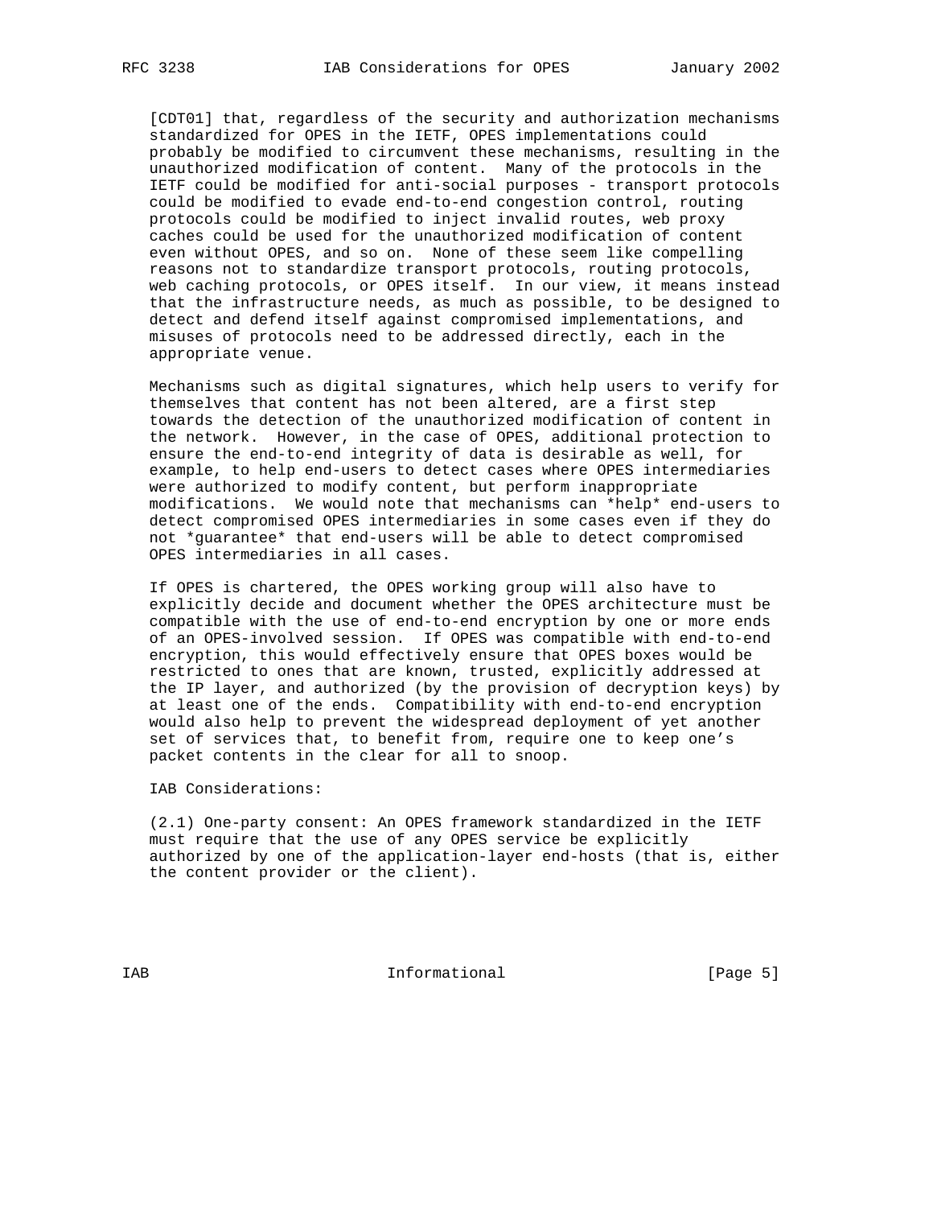[CDT01] that, regardless of the security and authorization mechanisms standardized for OPES in the IETF, OPES implementations could probably be modified to circumvent these mechanisms, resulting in the unauthorized modification of content. Many of the protocols in the IETF could be modified for anti-social purposes - transport protocols could be modified to evade end-to-end congestion control, routing protocols could be modified to inject invalid routes, web proxy caches could be used for the unauthorized modification of content even without OPES, and so on. None of these seem like compelling reasons not to standardize transport protocols, routing protocols, web caching protocols, or OPES itself. In our view, it means instead that the infrastructure needs, as much as possible, to be designed to detect and defend itself against compromised implementations, and misuses of protocols need to be addressed directly, each in the appropriate venue.

Mechanisms such as digital signatures, which help users to verify for themselves that content has not been altered, are a first step towards the detection of the unauthorized modification of content in the network. However, in the case of OPES, additional protection to ensure the end-to-end integrity of data is desirable as well, for example, to help end-users to detect cases where OPES intermediaries were authorized to modify content, but perform inappropriate modifications. We would note that mechanisms can *help* end-users to detect compromised OPES intermediaries in some cases even if they do not *guarantee* that end-users will be able to detect compromised OPES intermediaries in all cases.

If OPES is chartered, the OPES working group will also have to explicitly decide and document whether the OPES architecture must be compatible with the use of end-to-end encryption by one or more ends of an OPES-involved session. If OPES was compatible with end-to-end encryption, this would effectively ensure that OPES boxes would be restricted to ones that are known, trusted, explicitly addressed at the IP layer, and authorized (by the provision of decryption keys) by at least one of the ends. Compatibility with end-to-end encryption would also help to prevent the widespread deployment of yet another set of services that, to benefit from, require one to keep one's packet contents in the clear for all to snoop.

IAB Considerations:

(2.1) One-party consent: An OPES framework standardized in the IETF must require that the use of any OPES service be explicitly authorized by one of the application-layer end-hosts (that is, either the content provider or the client).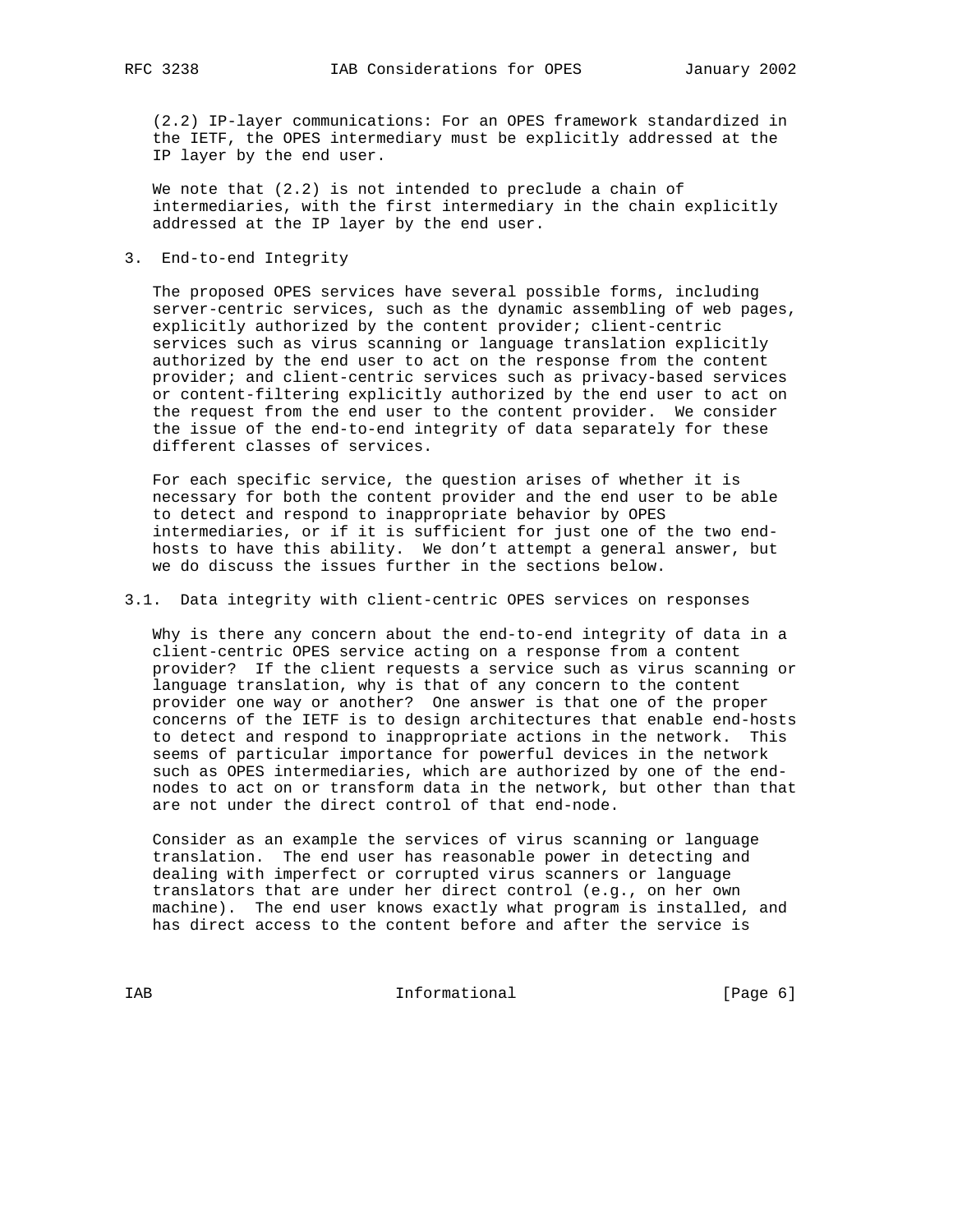(2.2) IP-layer communications: For an OPES framework standardized in the IETF, the OPES intermediary must be explicitly addressed at the IP layer by the end user.

We note that (2.2) is not intended to preclude a chain of intermediaries, with the first intermediary in the chain explicitly addressed at the IP layer by the end user.

## 3. End-to-end Integrity

The proposed OPES services have several possible forms, including server-centric services, such as the dynamic assembling of web pages, explicitly authorized by the content provider; client-centric services such as virus scanning or language translation explicitly authorized by the end user to act on the response from the content provider; and client-centric services such as privacy-based services or content-filtering explicitly authorized by the end user to act on the request from the end user to the content provider. We consider the issue of the end-to-end integrity of data separately for these different classes of services.

For each specific service, the question arises of whether it is necessary for both the content provider and the end user to be able to detect and respond to inappropriate behavior by OPES intermediaries, or if it is sufficient for just one of the two end-hosts to have this ability. We don't attempt a general answer, but we do discuss the issues further in the sections below.

### 3.1. Data integrity with client-centric OPES services on responses

Why is there any concern about the end-to-end integrity of data in a client-centric OPES service acting on a response from a content provider? If the client requests a service such as virus scanning or language translation, why is that of any concern to the content provider one way or another? One answer is that one of the proper concerns of the IETF is to design architectures that enable end-hosts to detect and respond to inappropriate actions in the network. This seems of particular importance for powerful devices in the network such as OPES intermediaries, which are authorized by one of the end-nodes to act on or transform data in the network, but other than that are not under the direct control of that end-node.

Consider as an example the services of virus scanning or language translation. The end user has reasonable power in detecting and dealing with imperfect or corrupted virus scanners or language translators that are under her direct control (e.g., on her own machine). The end user knows exactly what program is installed, and has direct access to the content before and after the service is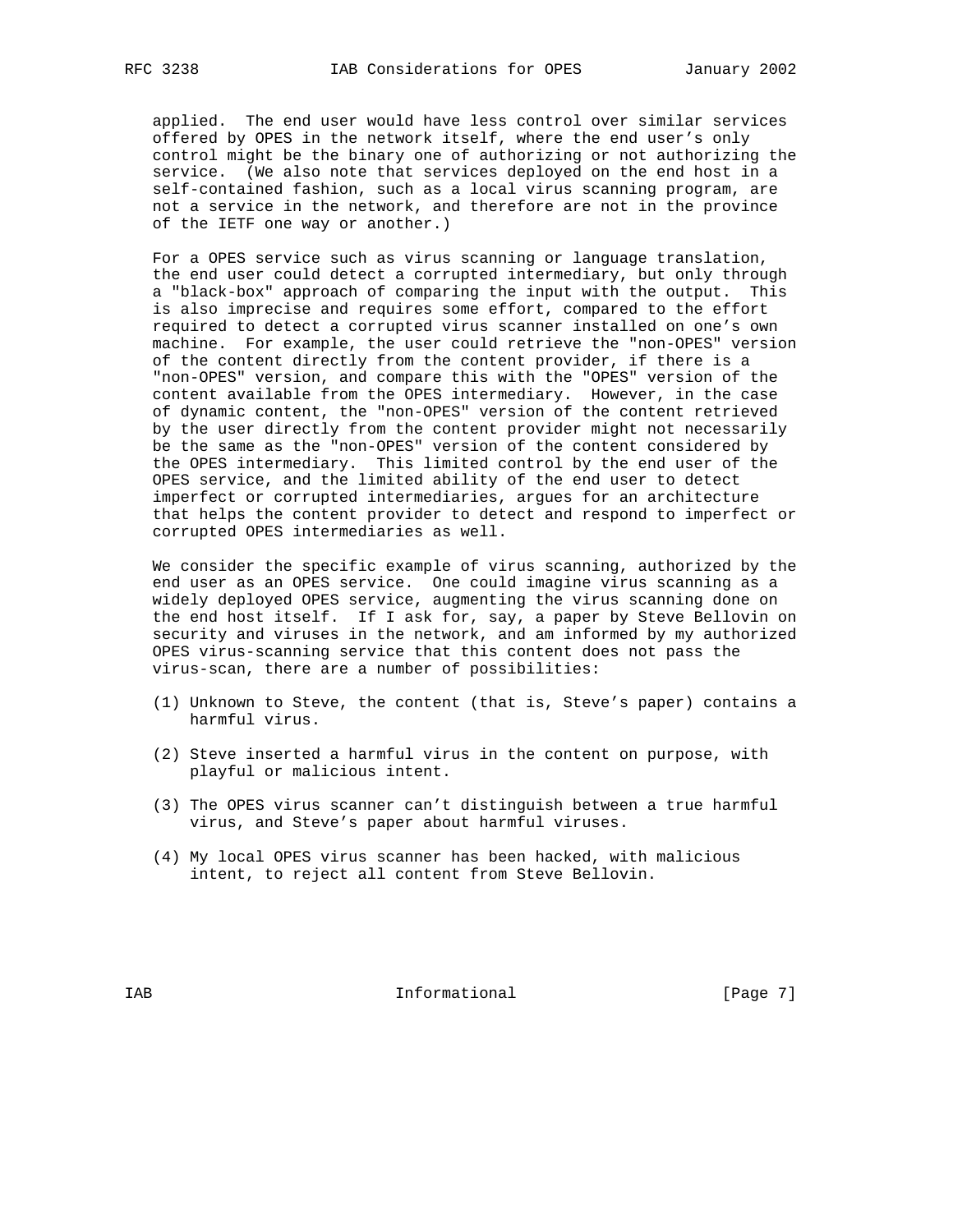applied. The end user would have less control over similar services offered by OPES in the network itself, where the end user's only control might be the binary one of authorizing or not authorizing the service. (We also note that services deployed on the end host in a self-contained fashion, such as a local virus scanning program, are not a service in the network, and therefore are not in the province of the IETF one way or another.)

For a OPES service such as virus scanning or language translation, the end user could detect a corrupted intermediary, but only through a "black-box" approach of comparing the input with the output. This is also imprecise and requires some effort, compared to the effort required to detect a corrupted virus scanner installed on one's own machine. For example, the user could retrieve the "non-OPES" version of the content directly from the content provider, if there is a "non-OPES" version, and compare this with the "OPES" version of the content available from the OPES intermediary. However, in the case of dynamic content, the "non-OPES" version of the content retrieved by the user directly from the content provider might not necessarily be the same as the "non-OPES" version of the content considered by the OPES intermediary. This limited control by the end user of the OPES service, and the limited ability of the end user to detect imperfect or corrupted intermediaries, argues for an architecture that helps the content provider to detect and respond to imperfect or corrupted OPES intermediaries as well.

We consider the specific example of virus scanning, authorized by the end user as an OPES service. One could imagine virus scanning as a widely deployed OPES service, augmenting the virus scanning done on the end host itself. If I ask for, say, a paper by Steve Bellovin on security and viruses in the network, and am informed by my authorized OPES virus-scanning service that this content does not pass the virus-scan, there are a number of possibilities:

(1) Unknown to Steve, the content (that is, Steve's paper) contains a harmful virus.

(2) Steve inserted a harmful virus in the content on purpose, with playful or malicious intent.

(3) The OPES virus scanner can't distinguish between a true harmful virus, and Steve's paper about harmful viruses.

(4) My local OPES virus scanner has been hacked, with malicious intent, to reject all content from Steve Bellovin.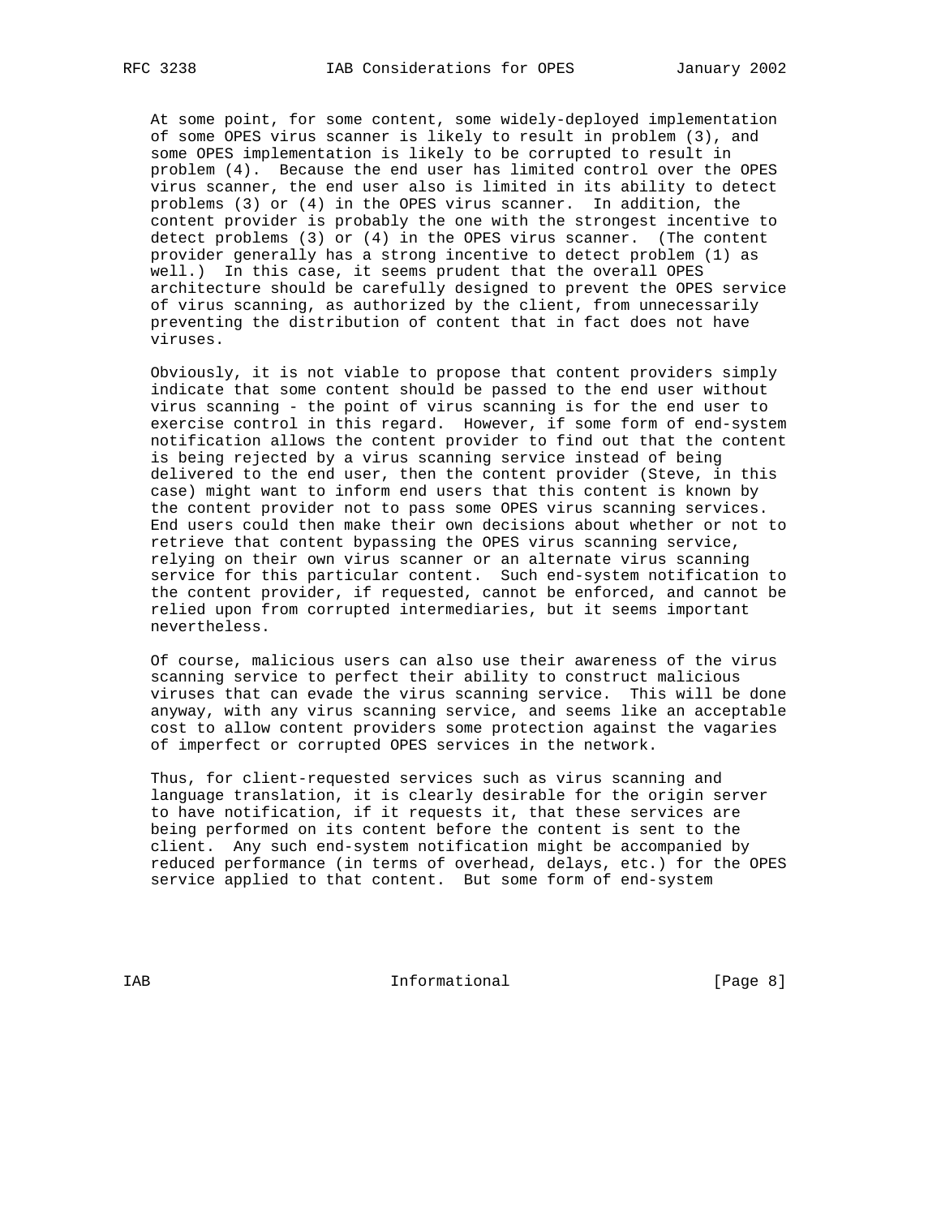At some point, for some content, some widely-deployed implementation of some OPES virus scanner is likely to result in problem (3), and some OPES implementation is likely to be corrupted to result in problem (4). Because the end user has limited control over the OPES virus scanner, the end user also is limited in its ability to detect problems (3) or (4) in the OPES virus scanner. In addition, the content provider is probably the one with the strongest incentive to detect problems (3) or (4) in the OPES virus scanner. (The content provider generally has a strong incentive to detect problem (1) as well.) In this case, it seems prudent that the overall OPES architecture should be carefully designed to prevent the OPES service of virus scanning, as authorized by the client, from unnecessarily preventing the distribution of content that in fact does not have viruses.

Obviously, it is not viable to propose that content providers simply indicate that some content should be passed to the end user without virus scanning - the point of virus scanning is for the end user to exercise control in this regard. However, if some form of end-system notification allows the content provider to find out that the content is being rejected by a virus scanning service instead of being delivered to the end user, then the content provider (Steve, in this case) might want to inform end users that this content is known by the content provider not to pass some OPES virus scanning services. End users could then make their own decisions about whether or not to retrieve that content bypassing the OPES virus scanning service, relying on their own virus scanner or an alternate virus scanning service for this particular content. Such end-system notification to the content provider, if requested, cannot be enforced, and cannot be relied upon from corrupted intermediaries, but it seems important nevertheless.

Of course, malicious users can also use their awareness of the virus scanning service to perfect their ability to construct malicious viruses that can evade the virus scanning service. This will be done anyway, with any virus scanning service, and seems like an acceptable cost to allow content providers some protection against the vagaries of imperfect or corrupted OPES services in the network.

Thus, for client-requested services such as virus scanning and language translation, it is clearly desirable for the origin server to have notification, if it requests it, that these services are being performed on its content before the content is sent to the client. Any such end-system notification might be accompanied by reduced performance (in terms of overhead, delays, etc.) for the OPES service applied to that content. But some form of end-system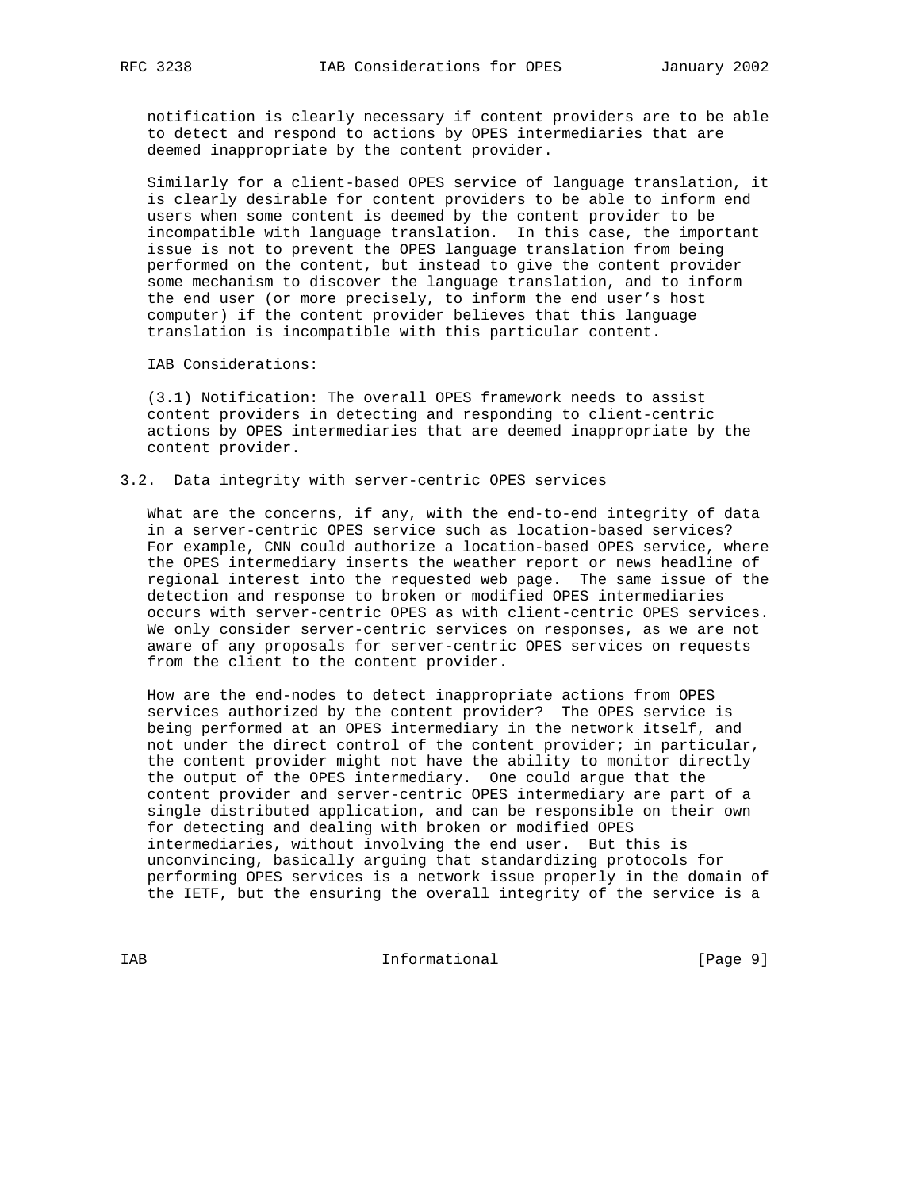notification is clearly necessary if content providers are to be able to detect and respond to actions by OPES intermediaries that are deemed inappropriate by the content provider.

Similarly for a client-based OPES service of language translation, it is clearly desirable for content providers to be able to inform end users when some content is deemed by the content provider to be incompatible with language translation. In this case, the important issue is not to prevent the OPES language translation from being performed on the content, but instead to give the content provider some mechanism to discover the language translation, and to inform the end user (or more precisely, to inform the end user's host computer) if the content provider believes that this language translation is incompatible with this particular content.

IAB Considerations:

(3.1) Notification: The overall OPES framework needs to assist content providers in detecting and responding to client-centric actions by OPES intermediaries that are deemed inappropriate by the content provider.

### 3.2. Data integrity with server-centric OPES services

What are the concerns, if any, with the end-to-end integrity of data in a server-centric OPES service such as location-based services? For example, CNN could authorize a location-based OPES service, where the OPES intermediary inserts the weather report or news headline of regional interest into the requested web page. The same issue of the detection and response to broken or modified OPES intermediaries occurs with server-centric OPES as with client-centric OPES services. We only consider server-centric services on responses, as we are not aware of any proposals for server-centric OPES services on requests from the client to the content provider.

How are the end-nodes to detect inappropriate actions from OPES services authorized by the content provider? The OPES service is being performed at an OPES intermediary in the network itself, and not under the direct control of the content provider; in particular, the content provider might not have the ability to monitor directly the output of the OPES intermediary. One could argue that the content provider and server-centric OPES intermediary are part of a single distributed application, and can be responsible on their own for detecting and dealing with broken or modified OPES intermediaries, without involving the end user. But this is unconvincing, basically arguing that standardizing protocols for performing OPES services is a network issue properly in the domain of the IETF, but the ensuring the overall integrity of the service is a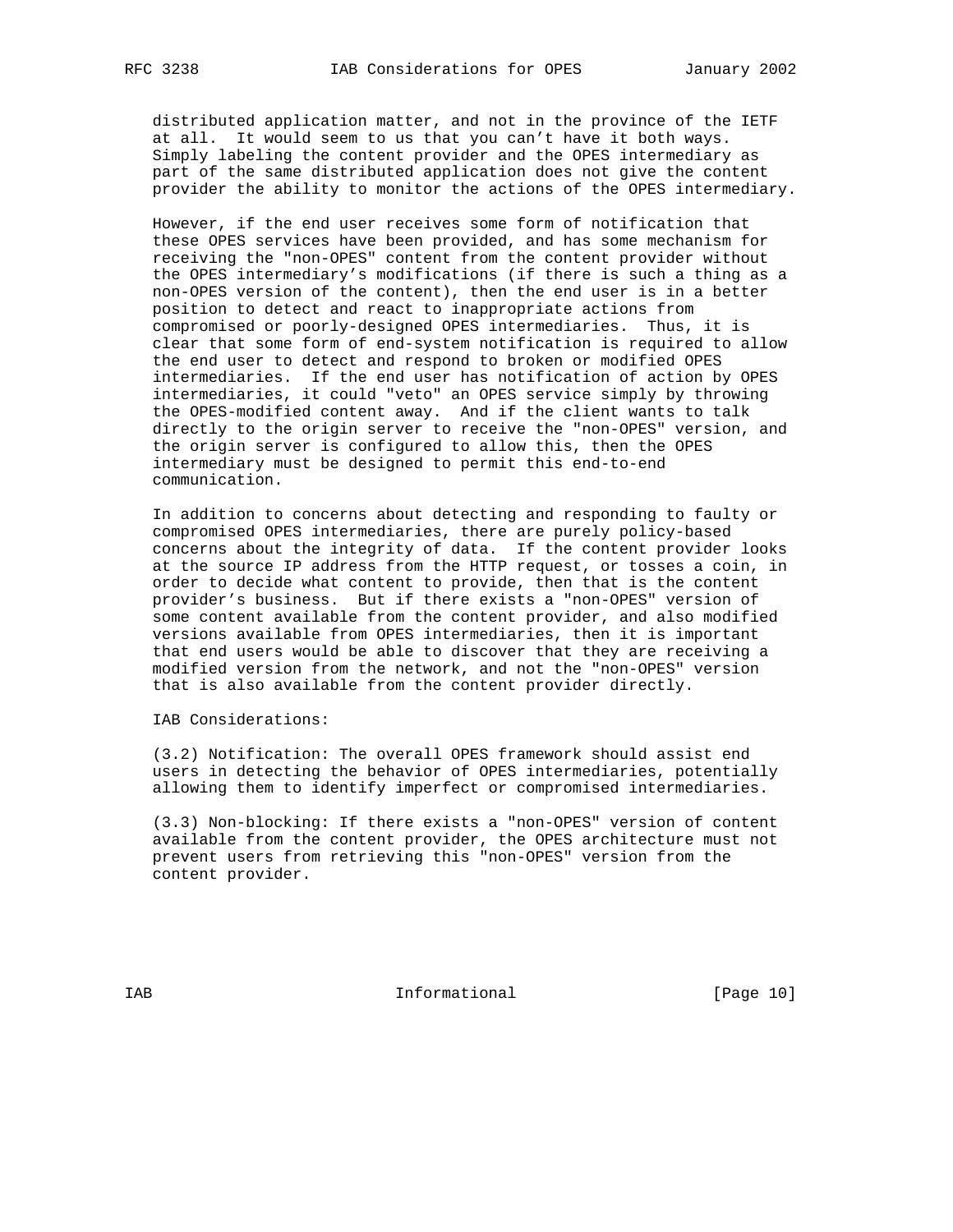distributed application matter, and not in the province of the IETF at all. It would seem to us that you can't have it both ways. Simply labeling the content provider and the OPES intermediary as part of the same distributed application does not give the content provider the ability to monitor the actions of the OPES intermediary.

However, if the end user receives some form of notification that these OPES services have been provided, and has some mechanism for receiving the "non-OPES" content from the content provider without the OPES intermediary's modifications (if there is such a thing as a non-OPES version of the content), then the end user is in a better position to detect and react to inappropriate actions from compromised or poorly-designed OPES intermediaries. Thus, it is clear that some form of end-system notification is required to allow the end user to detect and respond to broken or modified OPES intermediaries. If the end user has notification of action by OPES intermediaries, it could "veto" an OPES service simply by throwing the OPES-modified content away. And if the client wants to talk directly to the origin server to receive the "non-OPES" version, and the origin server is configured to allow this, then the OPES intermediary must be designed to permit this end-to-end communication.

In addition to concerns about detecting and responding to faulty or compromised OPES intermediaries, there are purely policy-based concerns about the integrity of data. If the content provider looks at the source IP address from the HTTP request, or tosses a coin, in order to decide what content to provide, then that is the content provider's business. But if there exists a "non-OPES" version of some content available from the content provider, and also modified versions available from OPES intermediaries, then it is important that end users would be able to discover that they are receiving a modified version from the network, and not the "non-OPES" version that is also available from the content provider directly.

IAB Considerations:

(3.2) Notification: The overall OPES framework should assist end users in detecting the behavior of OPES intermediaries, potentially allowing them to identify imperfect or compromised intermediaries.

(3.3) Non-blocking: If there exists a "non-OPES" version of content available from the content provider, the OPES architecture must not prevent users from retrieving this "non-OPES" version from the content provider.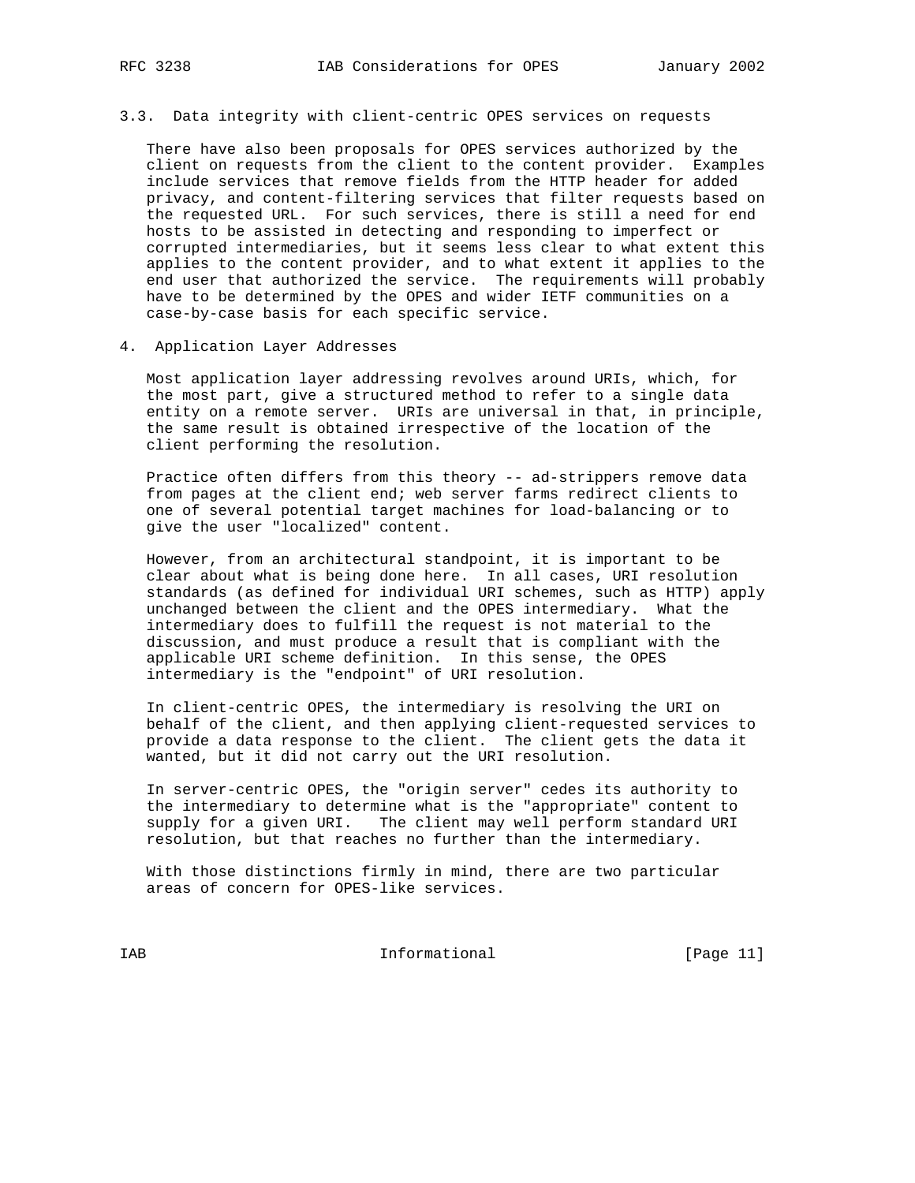### 3.3. Data integrity with client-centric OPES services on requests

There have also been proposals for OPES services authorized by the client on requests from the client to the content provider. Examples include services that remove fields from the HTTP header for added privacy, and content-filtering services that filter requests based on the requested URL. For such services, there is still a need for end hosts to be assisted in detecting and responding to imperfect or corrupted intermediaries, but it seems less clear to what extent this applies to the content provider, and to what extent it applies to the end user that authorized the service. The requirements will probably have to be determined by the OPES and wider IETF communities on a case-by-case basis for each specific service.

## 4. Application Layer Addresses

Most application layer addressing revolves around URIs, which, for the most part, give a structured method to refer to a single data entity on a remote server. URIs are universal in that, in principle, the same result is obtained irrespective of the location of the client performing the resolution.

Practice often differs from this theory -- ad-strippers remove data from pages at the client end; web server farms redirect clients to one of several potential target machines for load-balancing or to give the user "localized" content.

However, from an architectural standpoint, it is important to be clear about what is being done here. In all cases, URI resolution standards (as defined for individual URI schemes, such as HTTP) apply unchanged between the client and the OPES intermediary. What the intermediary does to fulfill the request is not material to the discussion, and must produce a result that is compliant with the applicable URI scheme definition. In this sense, the OPES intermediary is the "endpoint" of URI resolution.

In client-centric OPES, the intermediary is resolving the URI on behalf of the client, and then applying client-requested services to provide a data response to the client. The client gets the data it wanted, but it did not carry out the URI resolution.

In server-centric OPES, the "origin server" cedes its authority to the intermediary to determine what is the "appropriate" content to supply for a given URI. The client may well perform standard URI resolution, but that reaches no further than the intermediary.

With those distinctions firmly in mind, there are two particular areas of concern for OPES-like services.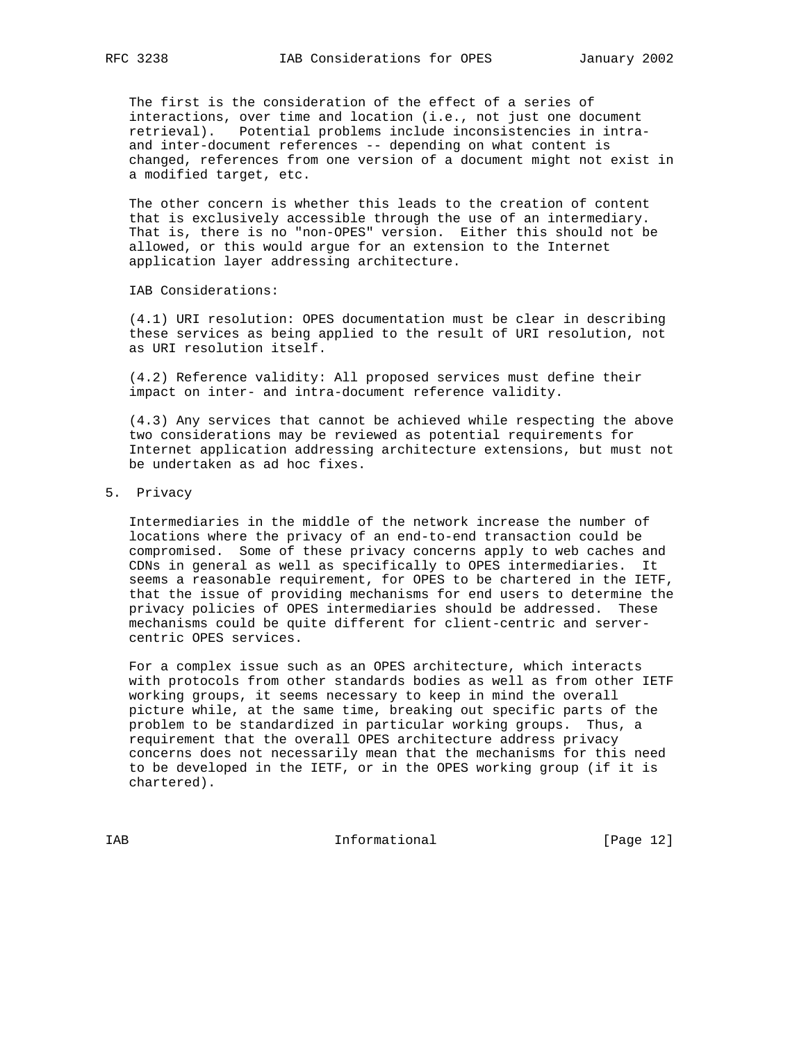The first is the consideration of the effect of a series of interactions, over time and location (i.e., not just one document retrieval). Potential problems include inconsistencies in intra- and inter-document references -- depending on what content is changed, references from one version of a document might not exist in a modified target, etc.

The other concern is whether this leads to the creation of content that is exclusively accessible through the use of an intermediary. That is, there is no "non-OPES" version. Either this should not be allowed, or this would argue for an extension to the Internet application layer addressing architecture.

IAB Considerations:

(4.1) URI resolution: OPES documentation must be clear in describing these services as being applied to the result of URI resolution, not as URI resolution itself.

(4.2) Reference validity: All proposed services must define their impact on inter- and intra-document reference validity.

(4.3) Any services that cannot be achieved while respecting the above two considerations may be reviewed as potential requirements for Internet application addressing architecture extensions, but must not be undertaken as ad hoc fixes.

## 5. Privacy

Intermediaries in the middle of the network increase the number of locations where the privacy of an end-to-end transaction could be compromised. Some of these privacy concerns apply to web caches and CDNs in general as well as specifically to OPES intermediaries. It seems a reasonable requirement, for OPES to be chartered in the IETF, that the issue of providing mechanisms for end users to determine the privacy policies of OPES intermediaries should be addressed. These mechanisms could be quite different for client-centric and server-centric OPES services.

For a complex issue such as an OPES architecture, which interacts with protocols from other standards bodies as well as from other IETF working groups, it seems necessary to keep in mind the overall picture while, at the same time, breaking out specific parts of the problem to be standardized in particular working groups. Thus, a requirement that the overall OPES architecture address privacy concerns does not necessarily mean that the mechanisms for this need to be developed in the IETF, or in the OPES working group (if it is chartered).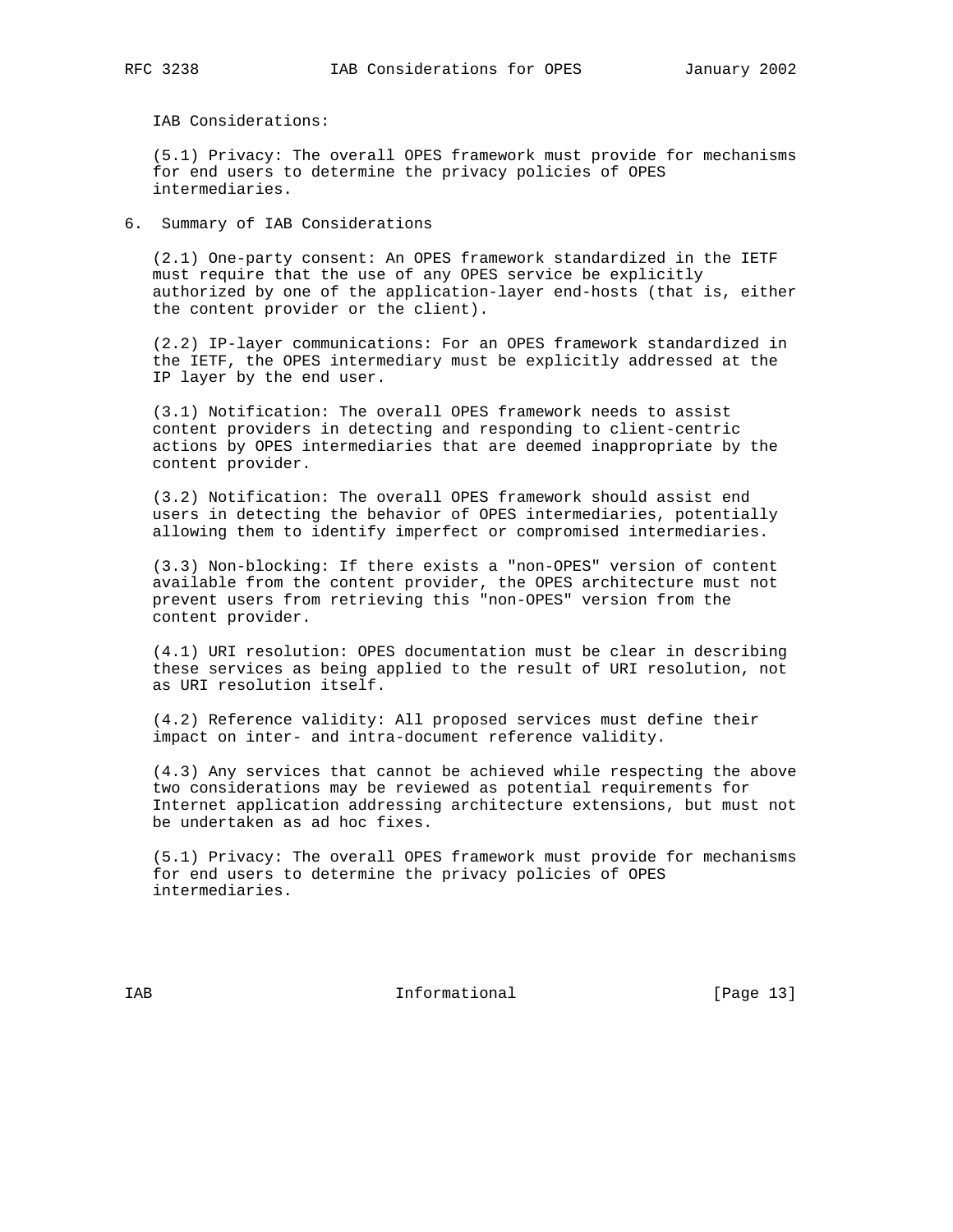IAB Considerations:

(5.1) Privacy: The overall OPES framework must provide for mechanisms for end users to determine the privacy policies of OPES intermediaries.

## 6. Summary of IAB Considerations

(2.1) One-party consent: An OPES framework standardized in the IETF must require that the use of any OPES service be explicitly authorized by one of the application-layer end-hosts (that is, either the content provider or the client).

(2.2) IP-layer communications: For an OPES framework standardized in the IETF, the OPES intermediary must be explicitly addressed at the IP layer by the end user.

(3.1) Notification: The overall OPES framework needs to assist content providers in detecting and responding to client-centric actions by OPES intermediaries that are deemed inappropriate by the content provider.

(3.2) Notification: The overall OPES framework should assist end users in detecting the behavior of OPES intermediaries, potentially allowing them to identify imperfect or compromised intermediaries.

(3.3) Non-blocking: If there exists a "non-OPES" version of content available from the content provider, the OPES architecture must not prevent users from retrieving this "non-OPES" version from the content provider.

(4.1) URI resolution: OPES documentation must be clear in describing these services as being applied to the result of URI resolution, not as URI resolution itself.

(4.2) Reference validity: All proposed services must define their impact on inter- and intra-document reference validity.

(4.3) Any services that cannot be achieved while respecting the above two considerations may be reviewed as potential requirements for Internet application addressing architecture extensions, but must not be undertaken as ad hoc fixes.

(5.1) Privacy: The overall OPES framework must provide for mechanisms for end users to determine the privacy policies of OPES intermediaries.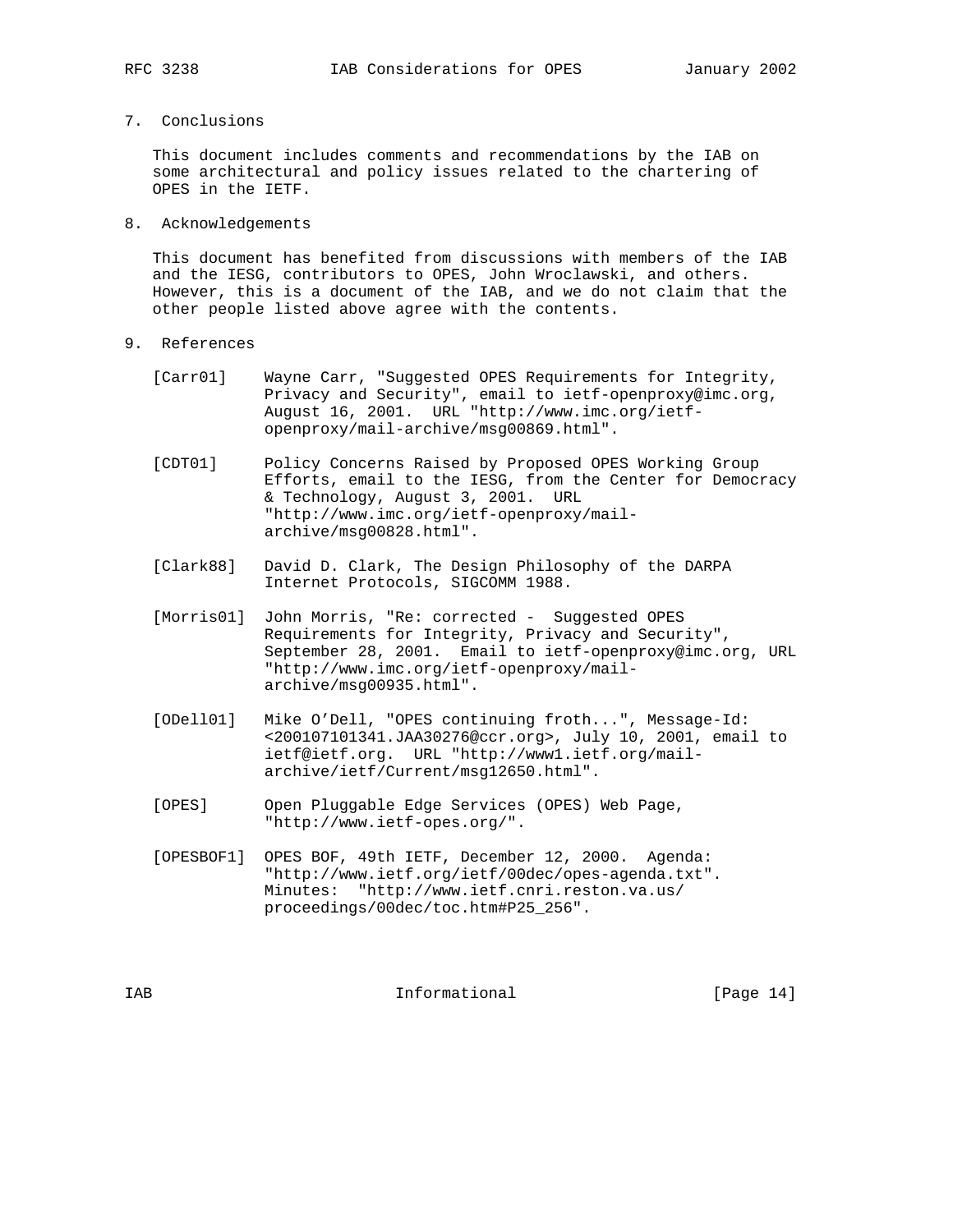## 7. Conclusions

This document includes comments and recommendations by the IAB on some architectural and policy issues related to the chartering of OPES in the IETF.

## 8. Acknowledgements

This document has benefited from discussions with members of the IAB and the IESG, contributors to OPES, John Wroclawski, and others. However, this is a document of the IAB, and we do not claim that the other people listed above agree with the contents.

## 9. References

[Carr01] Wayne Carr, "Suggested OPES Requirements for Integrity, Privacy and Security", email to ietf-openproxy@imc.org, August 16, 2001. URL "http://www.imc.org/ietf-openproxy/mail-archive/msg00869.html".

[CDT01] Policy Concerns Raised by Proposed OPES Working Group Efforts, email to the IESG, from the Center for Democracy & Technology, August 3, 2001. URL "http://www.imc.org/ietf-openproxy/mail-archive/msg00828.html".

[Clark88] David D. Clark, The Design Philosophy of the DARPA Internet Protocols, SIGCOMM 1988.

[Morris01] John Morris, "Re: corrected - Suggested OPES Requirements for Integrity, Privacy and Security", September 28, 2001. Email to ietf-openproxy@imc.org, URL "http://www.imc.org/ietf-openproxy/mail-archive/msg00935.html".

[ODell01] Mike O'Dell, "OPES continuing froth...", Message-Id: <200107101341.JAA30276@ccr.org>, July 10, 2001, email to ietf@ietf.org. URL "http://www1.ietf.org/mail-archive/ietf/Current/msg12650.html".

[OPES] Open Pluggable Edge Services (OPES) Web Page, "http://www.ietf-opes.org/".

[OPESBOF1] OPES BOF, 49th IETF, December 12, 2000. Agenda: "http://www.ietf.org/ietf/00dec/opes-agenda.txt". Minutes: "http://www.ietf.cnri.reston.va.us/proceedings/00dec/toc.htm#P25_256".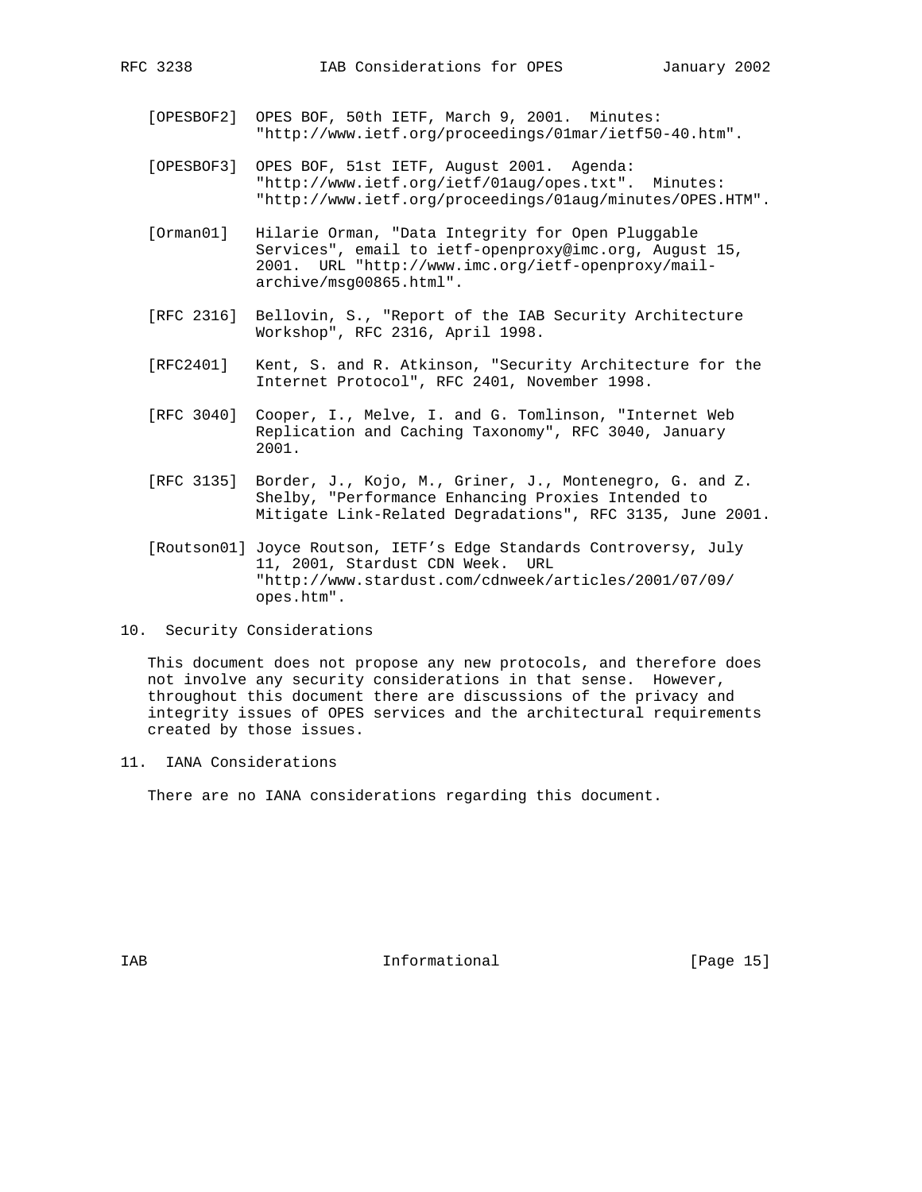[OPESBOF2] OPES BOF, 50th IETF, March 9, 2001. Minutes: "http://www.ietf.org/proceedings/01mar/ietf50-40.htm".

[OPESBOF3] OPES BOF, 51st IETF, August 2001. Agenda: "http://www.ietf.org/ietf/01aug/opes.txt". Minutes: "http://www.ietf.org/proceedings/01aug/minutes/OPES.HTM".

[Orman01] Hilarie Orman, "Data Integrity for Open Pluggable Services", email to ietf-openproxy@imc.org, August 15, 2001. URL "http://www.imc.org/ietf-openproxy/mail-archive/msg00865.html".

[RFC 2316] Bellovin, S., "Report of the IAB Security Architecture Workshop", RFC 2316, April 1998.

[RFC2401] Kent, S. and R. Atkinson, "Security Architecture for the Internet Protocol", RFC 2401, November 1998.

[RFC 3040] Cooper, I., Melve, I. and G. Tomlinson, "Internet Web Replication and Caching Taxonomy", RFC 3040, January 2001.

[RFC 3135] Border, J., Kojo, M., Griner, J., Montenegro, G. and Z. Shelby, "Performance Enhancing Proxies Intended to Mitigate Link-Related Degradations", RFC 3135, June 2001.

[Routson01] Joyce Routson, IETF's Edge Standards Controversy, July 11, 2001, Stardust CDN Week. URL "http://www.stardust.com/cdnweek/articles/2001/07/09/opes.htm".

## 10. Security Considerations

This document does not propose any new protocols, and therefore does not involve any security considerations in that sense. However, throughout this document there are discussions of the privacy and integrity issues of OPES services and the architectural requirements created by those issues.

## 11. IANA Considerations

There are no IANA considerations regarding this document.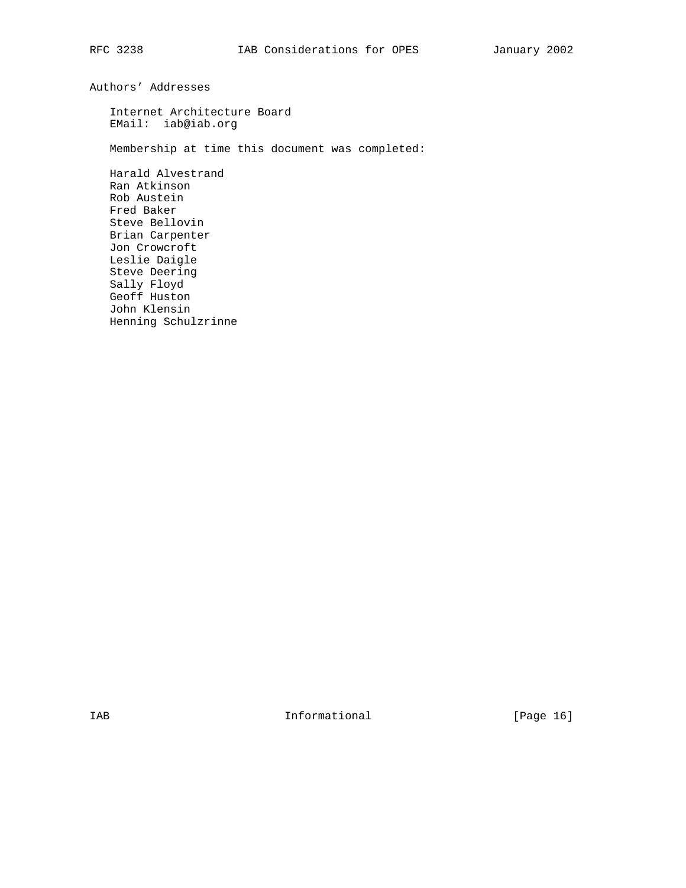## Authors' Addresses

Internet Architecture Board
EMail: iab@iab.org

Membership at time this document was completed:

Harald Alvestrand
Ran Atkinson
Rob Austein
Fred Baker
Steve Bellovin
Brian Carpenter
Jon Crowcroft
Leslie Daigle
Steve Deering
Sally Floyd
Geoff Huston
John Klensin
Henning Schulzrinne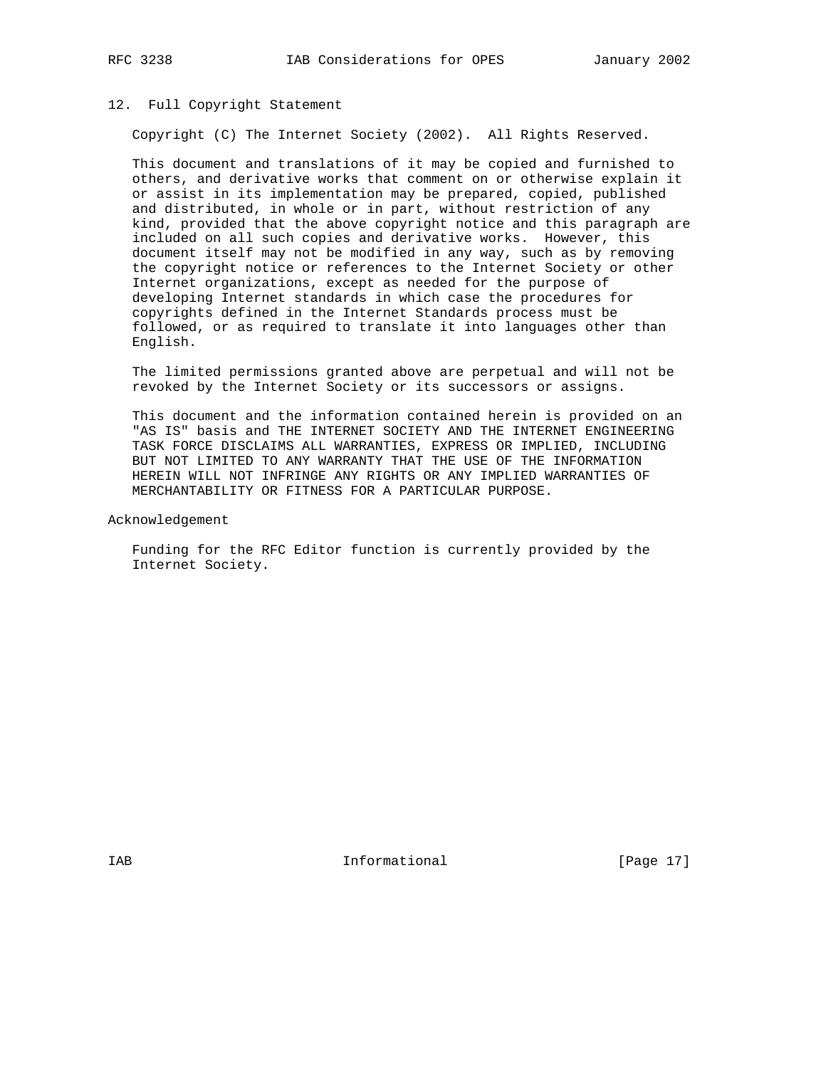## 12. Full Copyright Statement

Copyright (C) The Internet Society (2002). All Rights Reserved.

This document and translations of it may be copied and furnished to others, and derivative works that comment on or otherwise explain it or assist in its implementation may be prepared, copied, published and distributed, in whole or in part, without restriction of any kind, provided that the above copyright notice and this paragraph are included on all such copies and derivative works. However, this document itself may not be modified in any way, such as by removing the copyright notice or references to the Internet Society or other Internet organizations, except as needed for the purpose of developing Internet standards in which case the procedures for copyrights defined in the Internet Standards process must be followed, or as required to translate it into languages other than English.

The limited permissions granted above are perpetual and will not be revoked by the Internet Society or its successors or assigns.

This document and the information contained herein is provided on an "AS IS" basis and THE INTERNET SOCIETY AND THE INTERNET ENGINEERING TASK FORCE DISCLAIMS ALL WARRANTIES, EXPRESS OR IMPLIED, INCLUDING BUT NOT LIMITED TO ANY WARRANTY THAT THE USE OF THE INFORMATION HEREIN WILL NOT INFRINGE ANY RIGHTS OR ANY IMPLIED WARRANTIES OF MERCHANTABILITY OR FITNESS FOR A PARTICULAR PURPOSE.

## Acknowledgement

Funding for the RFC Editor function is currently provided by the Internet Society.